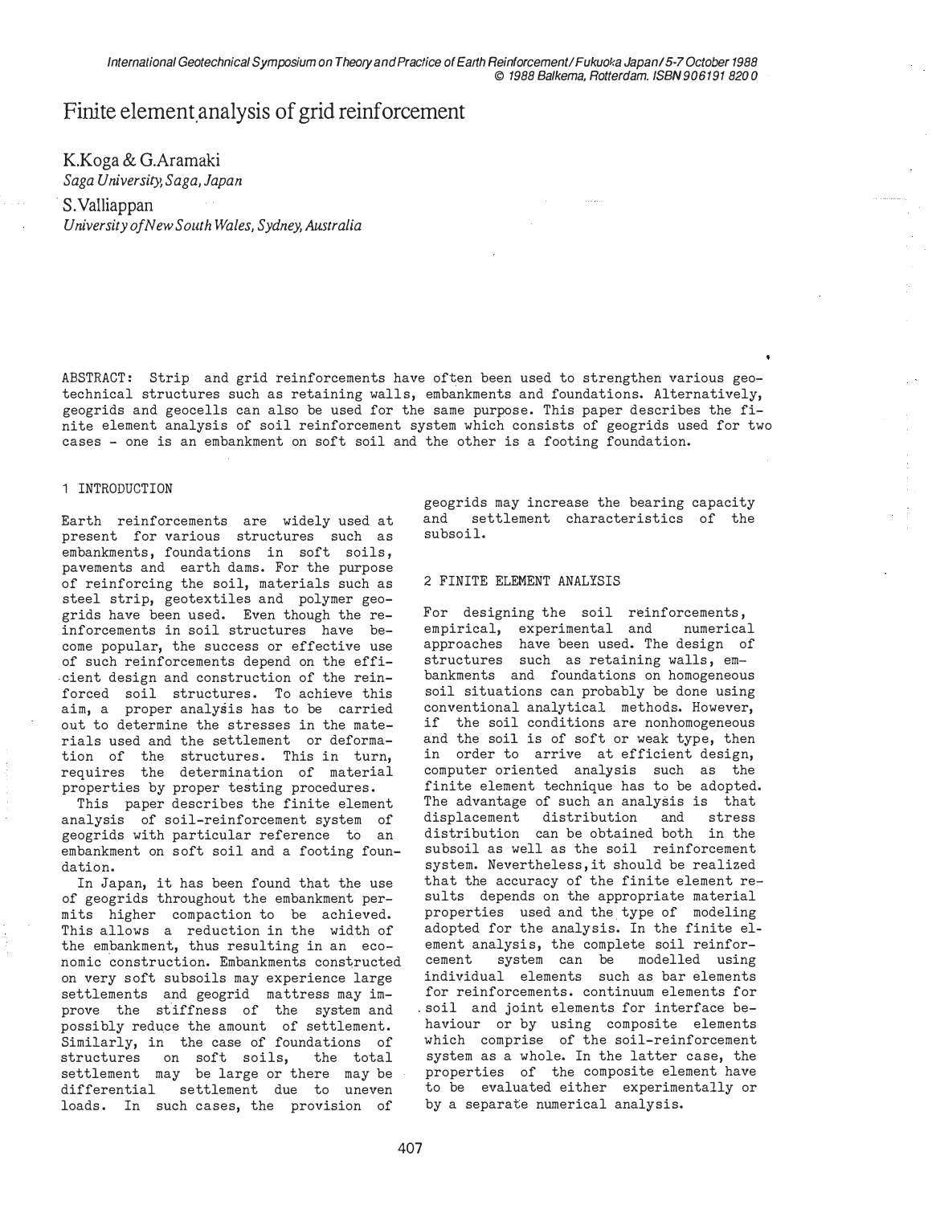# Finite element analysis of grid reinforcement

K.Koga & G.Aramaki
*Saga University, Saga, Japan*

S.Valliappan
*University of New South Wales, Sydney, Australia*

ABSTRACT: Strip and grid reinforcements have often been used to strengthen various geotechnical structures such as retaining walls, embankments and foundations. Alternatively, geogrids and geocells can also be used for the same purpose. This paper describes the finite element analysis of soil reinforcement system which consists of geogrids used for two cases - one is an embankment on soft soil and the other is a footing foundation.

## 1 INTRODUCTION

Earth reinforcements are widely used at present for various structures such as embankments, foundations in soft soils, pavements and earth dams. For the purpose of reinforcing the soil, materials such as steel strip, geotextiles and polymer geogrids have been used. Even though the reinforcements in soil structures have become popular, the success or effective use of such reinforcements depend on the efficient design and construction of the reinforced soil structures. To achieve this aim, a proper analysis has to be carried out to determine the stresses in the materials used and the settlement or deformation of the structures. This in turn, requires the determination of material properties by proper testing procedures.

This paper describes the finite element analysis of soil-reinforcement system of geogrids with particular reference to an embankment on soft soil and a footing foundation.

In Japan, it has been found that the use of geogrids throughout the embankment permits higher compaction to be achieved. This allows a reduction in the width of the embankment, thus resulting in an economic construction. Embankments constructed on very soft subsoils may experience large settlements and geogrid mattress may improve the stiffness of the system and possibly reduce the amount of settlement. Similarly, in the case of foundations of structures on soft soils, the total settlement may be large or there may be differential settlement due to uneven loads. In such cases, the provision of geogrids may increase the bearing capacity and settlement characteristics of the subsoil.

## 2 FINITE ELEMENT ANALYSIS

For designing the soil reinforcements, empirical, experimental and numerical approaches have been used. The design of structures such as retaining walls, embankments and foundations on homogeneous soil situations can probably be done using conventional analytical methods. However, if the soil conditions are nonhomogeneous and the soil is of soft or weak type, then in order to arrive at efficient design, computer oriented analysis such as the finite element technique has to be adopted. The advantage of such an analysis is that displacement distribution and stress distribution can be obtained both in the subsoil as well as the soil reinforcement system. Nevertheless, it should be realized that the accuracy of the finite element results depends on the appropriate material properties used and the type of modeling adopted for the analysis. In the finite element analysis, the complete soil reinforcement system can be modelled using individual elements such as bar elements for reinforcements. continuum elements for soil and joint elements for interface behaviour or by using composite elements which comprise of the soil-reinforcement system as a whole. In the latter case, the properties of the composite element have to be evaluated either experimentally or by a separate numerical analysis.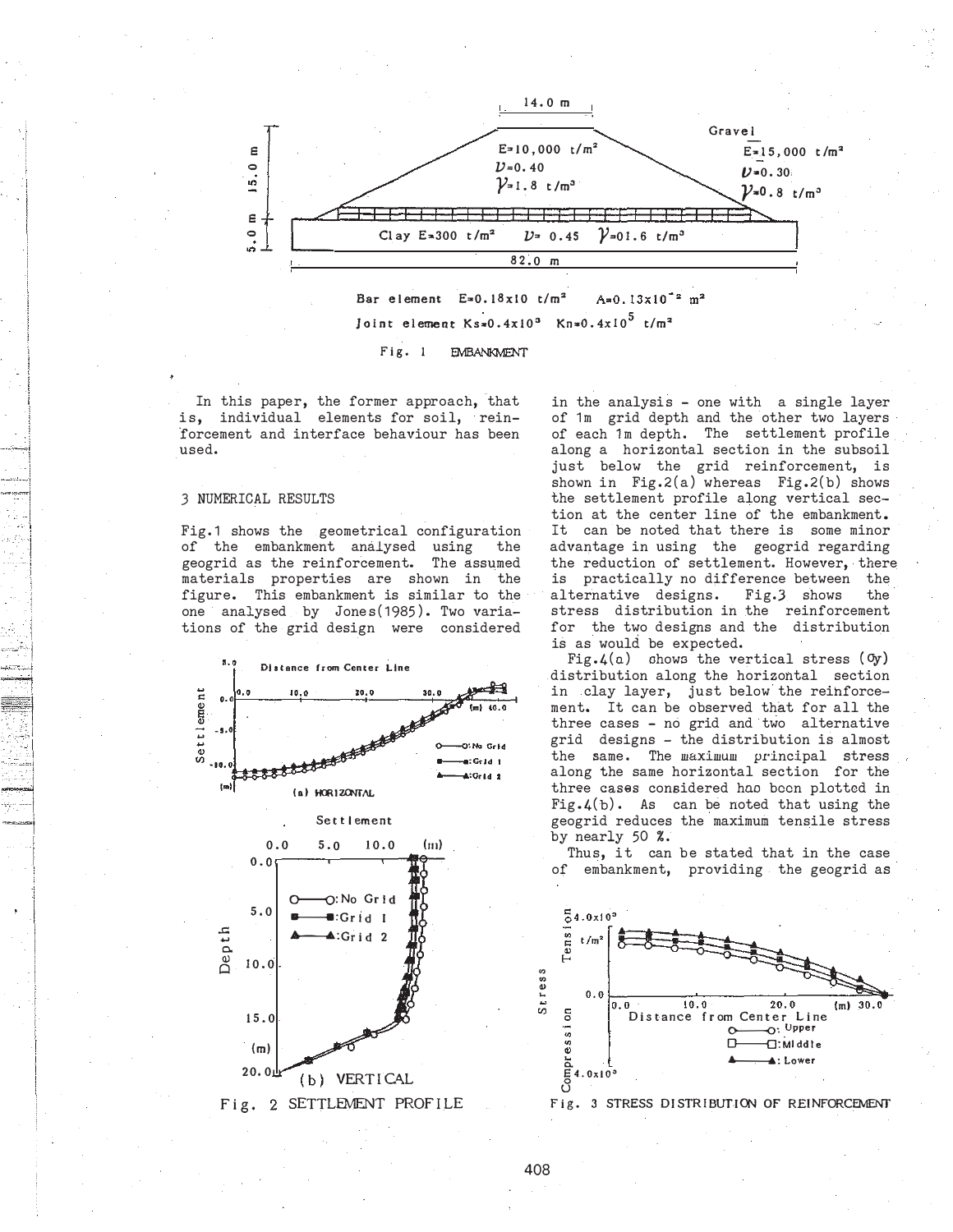Fig. 1 EMBANKMENT

In this paper, the former approach, that is, individual elements for soil, reinforcement and interface behaviour has been used.

## 3 NUMERICAL RESULTS

Fig.1 shows the geometrical configuration of the embankment analysed using the geogrid as the reinforcement. The assumed materials properties are shown in the figure. This embankment is similar to the one analysed by Jones(1985). Two variations of the grid design were considered in the analysis - one with a single layer of 1m grid depth and the other two layers of each 1m depth. The settlement profile along a horizontal section in the subsoil just below the grid reinforcement, is shown in Fig.2(a) whereas Fig.2(b) shows the settlement profile along vertical section at the center line of the embankment. It can be noted that there is some minor advantage in using the geogrid regarding the reduction of settlement. However, there is practically no difference between the alternative designs. Fig.3 shows the stress distribution in the reinforcement for the two designs and the distribution is as would be expected.

Fig.4(a) shows the vertical stress ($\sigma_y$) distribution along the horizontal section in clay layer, just below the reinforcement. It can be observed that for all the three cases - no grid and two alternative grid designs - the distribution is almost the same. The maximum principal stress along the same horizontal section for the three cases considered has been plotted in Fig.4(b). As can be noted that using the geogrid reduces the maximum tensile stress by nearly 50 %.

Thus, it can be stated that in the case of embankment, providing the geogrid as

Fig. 2 SETTLEMENT PROFILE

Fig. 3 STRESS DISTRIBUTION OF REINFORCEMENT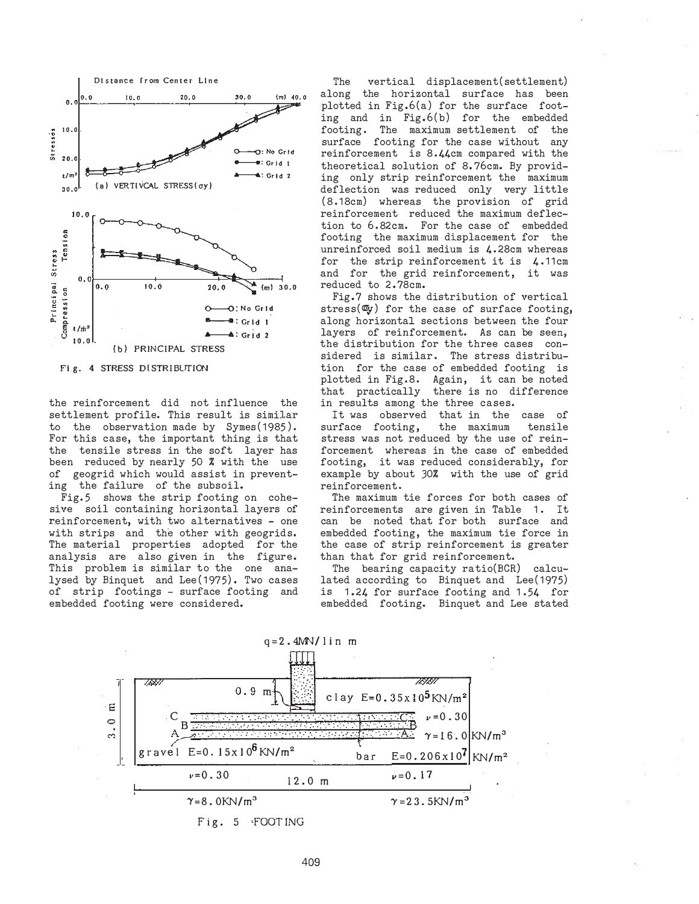Fig. 4 STRESS DISTRIBUTION

the reinforcement did not influence the settlement profile. This result is similar to the observation made by Symes(1985). For this case, the important thing is that the tensile stress in the soft layer has been reduced by nearly 50 % with the use of geogrid which would assist in preventing the failure of the subsoil.

Fig.5 shows the strip footing on cohesive soil containing horizontal layers of reinforcement, with two alternatives - one with strips and the other with geogrids. The material properties adopted for the analysis are also given in the figure. This problem is similar to the one analysed by Binquet and Lee(1975). Two cases of strip footings - surface footing and embedded footing were considered.

The vertical displacement(settlement) along the horizontal surface has been plotted in Fig.6(a) for the surface footing and in Fig.6(b) for the embedded footing. The maximum settlement of the surface footing for the case without any reinforcement is 8.44cm compared with the theoretical solution of 8.76cm. By providing only strip reinforcement the maximum deflection was reduced only very little (8.18cm) whereas the provision of grid reinforcement reduced the maximum deflection to 6.82cm. For the case of embedded footing the maximum displacement for the unreinforced soil medium is 4.28cm whereas for the strip reinforcement it is 4.11cm and for the grid reinforcement, it was reduced to 2.78cm.

Fig.7 shows the distribution of vertical stress($\sigma_y$) for the case of surface footing, along horizontal sections between the four layers of reinforcement. As can be seen, the distribution for the three cases considered is similar. The stress distribution for the case of embedded footing is plotted in Fig.8. Again, it can be noted that practically there is no difference in results among the three cases.

It was observed that in the case of surface footing, the maximum tensile stress was not reduced by the use of reinforcement whereas in the case of embedded footing, it was reduced considerably, for example by about 30% with the use of grid reinforcement.

The maximum tie forces for both cases of reinforcements are given in Table 1. It can be noted that for both surface and embedded footing, the maximum tie force in the case of strip reinforcement is greater than that for grid reinforcement.

The bearing capacity ratio(BCR) calculated according to Binquet and Lee(1975) is 1.24 for surface footing and 1.54 for embedded footing. Binquet and Lee stated

Fig. 5 FOOTING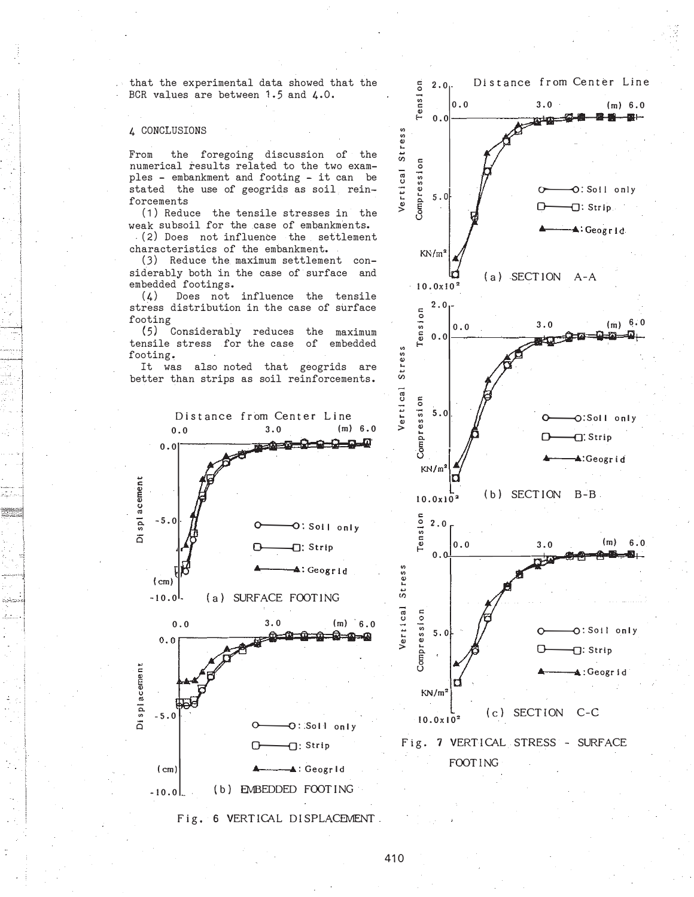that the experimental data showed that the BCR values are between 1.5 and 4.0.

## 4 CONCLUSIONS

From the foregoing discussion of the numerical results related to the two examples - embankment and footing - it can be stated the use of geogrids as soil reinforcements

(1) Reduce the tensile stresses in the weak subsoil for the case of embankments.

(2) Does not influence the settlement characteristics of the embankment.

(3) Reduce the maximum settlement considerably both in the case of surface and embedded footings.

(4) Does not influence the tensile stress distribution in the case of surface footing

(5) Considerably reduces the maximum tensile stress for the case of embedded footing.

It was also noted that geogrids are better than strips as soil reinforcements.

Fig. 6 VERTICAL DISPLACEMENT (a) SURFACE FOOTING (b) EMBEDDED FOOTING

Fig. 7 VERTICAL STRESS - SURFACE FOOTING (a) SECTION A-A (b) SECTION B-B (c) SECTION C-C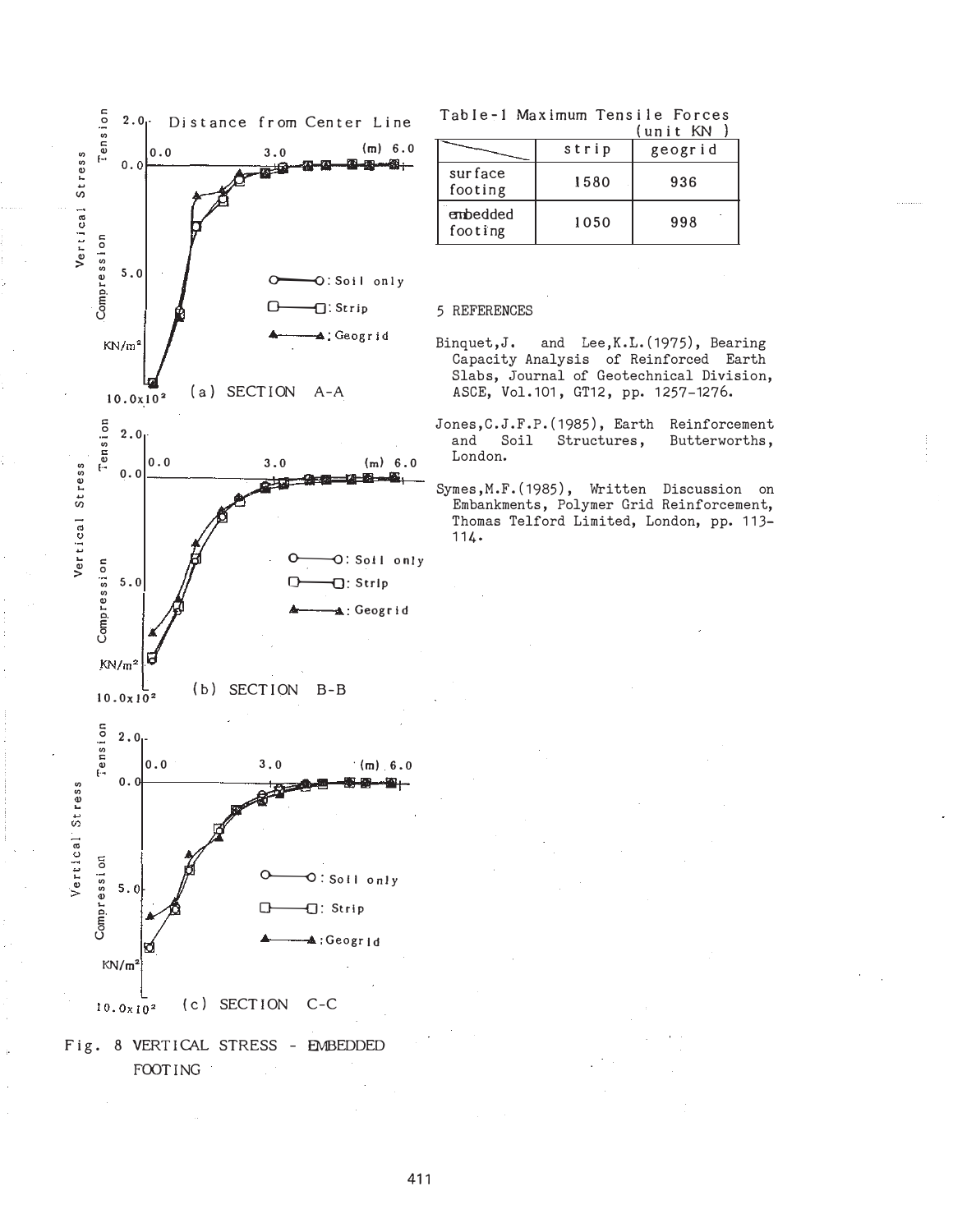Distance from Center Line

Vertical Stress

Tension

Compression

2.0

0.0

5.0

10.0x10²

KN/m²

0.0

3.0

(m) 6.0

○—○: Soil only

□—□: Strip

▲—▲: Geogrid

(a) SECTION A-A

2.0

0.0

5.0

10.0x10²

KN/m²

0.0

3.0

(m) 6.0

○—○: Soil only

□—□: Strip

▲—▲: Geogrid

(b) SECTION B-B

2.0

0.0

5.0

10.0x10²

KN/m²

0.0

3.0

(m) 6.0

○—○: Soil only

□—□: Strip

▲—▲: Geogrid

(c) SECTION C-C

Fig. 8 VERTICAL STRESS - EMBEDDED FOOTING

Table-1 Maximum Tensile Forces (unit KN)

| | strip | geogrid |
|---|---|---|
| surface footing | 1580 | 936 |
| embedded footing | 1050 | 998 |

## 5 REFERENCES

Binquet,J. and Lee,K.L.(1975), Bearing Capacity Analysis of Reinforced Earth Slabs, Journal of Geotechnical Division, ASCE, Vol.101, GT12, pp. 1257-1276.

Jones,C.J.F.P.(1985), Earth Reinforcement and Soil Structures, Butterworths, London.

Symes,M.F.(1985), Written Discussion on Embankments, Polymer Grid Reinforcement, Thomas Telford Limited, London, pp. 113-114.